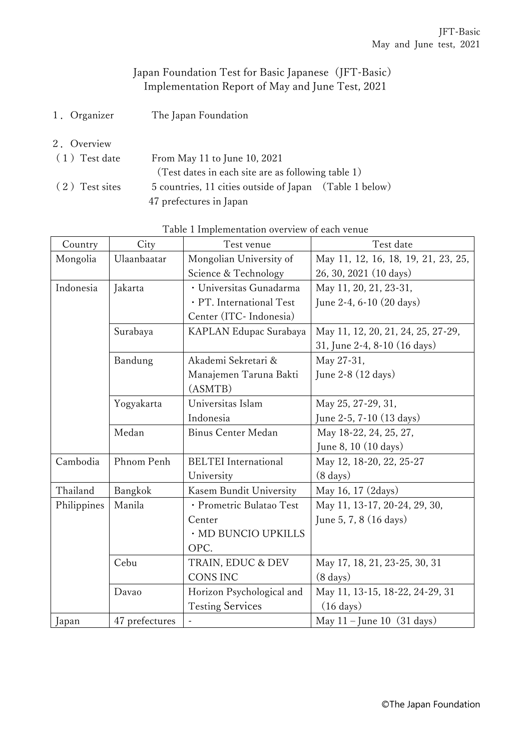# Japan Foundation Test for Basic Japanese（JFT-Basic）Implementation Report of May and June Test, 2021

１．Organizer　The Japan Foundation

２．Overview

（１）Test date　From May 11 to June 10, 2021
（Test dates in each site are as following table 1）

（２）Test sites　5 countries, 11 cities outside of Japan　（Table 1 below）
47 prefectures in Japan

Table 1 Implementation overview of each venue

| Country | City | Test venue | Test date |
|---|---|---|---|
| Mongolia | Ulaanbaatar | Mongolian University of Science & Technology | May 11, 12, 16, 18, 19, 21, 23, 25, 26, 30, 2021 (10 days) |
| Indonesia | Jakarta | ・Universitas Gunadarma<br>・PT. International Test Center (ITC- Indonesia) | May 11, 20, 21, 23-31, June 2-4, 6-10 (20 days) |
| | Surabaya | KAPLAN Edupac Surabaya | May 11, 12, 20, 21, 24, 25, 27-29, 31, June 2-4, 8-10 (16 days) |
| | Bandung | Akademi Sekretari & Manajemen Taruna Bakti (ASMTB) | May 27-31, June 2-8 (12 days) |
| | Yogyakarta | Universitas Islam Indonesia | May 25, 27-29, 31, June 2-5, 7-10 (13 days) |
| | Medan | Binus Center Medan | May 18-22, 24, 25, 27, June 8, 10 (10 days) |
| Cambodia | Phnom Penh | BELTEI International University | May 12, 18-20, 22, 25-27 (8 days) |
| Thailand | Bangkok | Kasem Bundit University | May 16, 17 (2days) |
| Philippines | Manila | ・Prometric Bulatao Test Center<br>・MD BUNCIO UPKILLS OPC. | May 11, 13-17, 20-24, 29, 30, June 5, 7, 8 (16 days) |
| | Cebu | TRAIN, EDUC & DEV CONS INC | May 17, 18, 21, 23-25, 30, 31 (8 days) |
| | Davao | Horizon Psychological and Testing Services | May 11, 13-15, 18-22, 24-29, 31 (16 days) |
| Japan | 47 prefectures | - | May 11 – June 10（31 days） |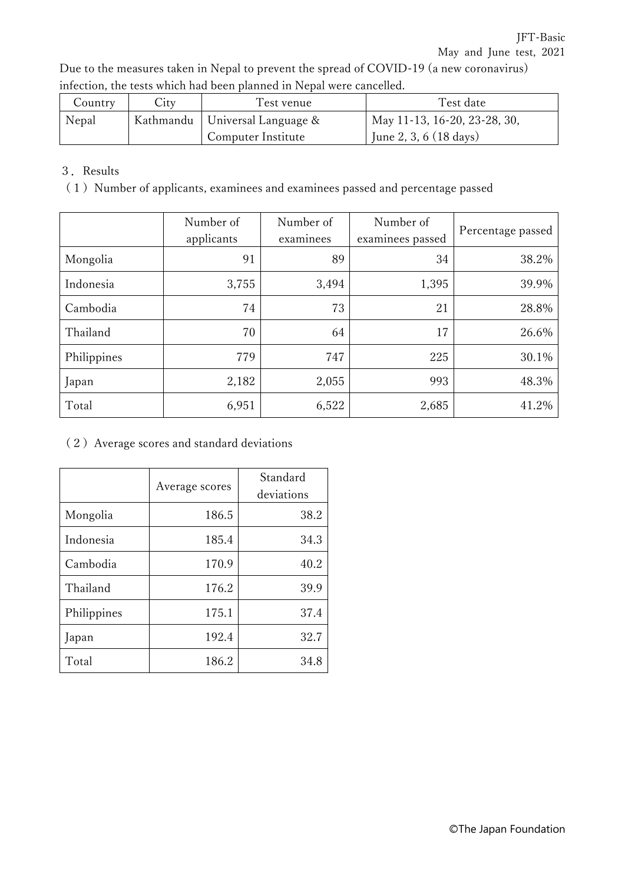Due to the measures taken in Nepal to prevent the spread of COVID-19 (a new coronavirus) infection, the tests which had been planned in Nepal were cancelled.

| Country | City | Test venue | Test date |
|---|---|---|---|
| Nepal | Kathmandu | Universal Language & Computer Institute | May 11-13, 16-20, 23-28, 30, June 2, 3, 6 (18 days) |

## ３．Results

### （１）Number of applicants, examinees and examinees passed and percentage passed

| | Number of applicants | Number of examinees | Number of examinees passed | Percentage passed |
|---|---:|---:|---:|---:|
| Mongolia | 91 | 89 | 34 | 38.2% |
| Indonesia | 3,755 | 3,494 | 1,395 | 39.9% |
| Cambodia | 74 | 73 | 21 | 28.8% |
| Thailand | 70 | 64 | 17 | 26.6% |
| Philippines | 779 | 747 | 225 | 30.1% |
| Japan | 2,182 | 2,055 | 993 | 48.3% |
| Total | 6,951 | 6,522 | 2,685 | 41.2% |

### （２）Average scores and standard deviations

| | Average scores | Standard deviations |
|---|---:|---:|
| Mongolia | 186.5 | 38.2 |
| Indonesia | 185.4 | 34.3 |
| Cambodia | 170.9 | 40.2 |
| Thailand | 176.2 | 39.9 |
| Philippines | 175.1 | 37.4 |
| Japan | 192.4 | 32.7 |
| Total | 186.2 | 34.8 |